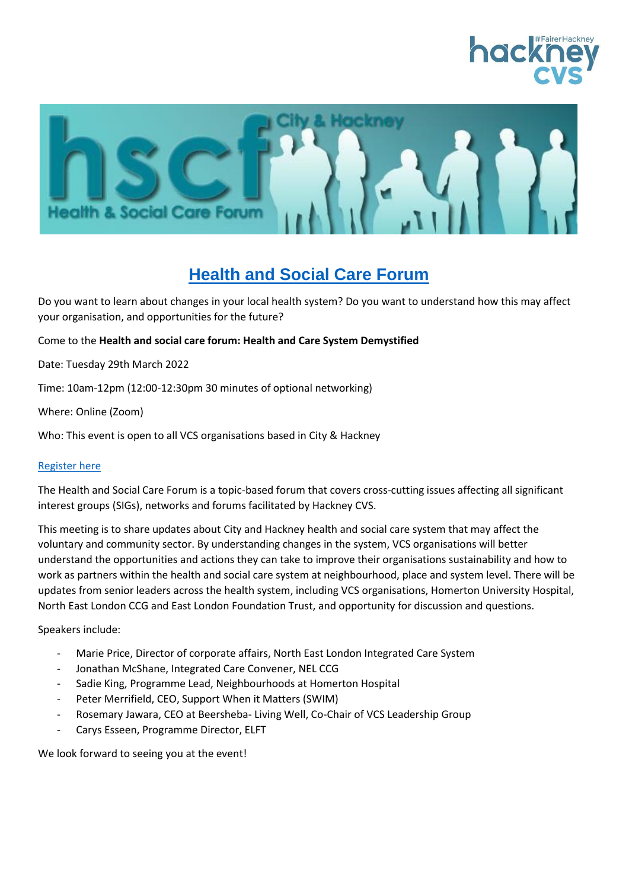# Health and Social Care Forum

Do you want to learn about changes in your local health system? Do you want to understand how this may affect your organisation, and opportunities for the future?

Come to the **Health and social care forum: Health and Care System Demystified**

Date: Tuesday 29th March 2022

Time: 10am-12pm (12:00-12:30pm 30 minutes of optional networking)

Where: Online (Zoom)

Who: This event is open to all VCS organisations based in City & Hackney

Register here

The Health and Social Care Forum is a topic-based forum that covers cross-cutting issues affecting all significant interest groups (SIGs), networks and forums facilitated by Hackney CVS.

This meeting is to share updates about City and Hackney health and social care system that may affect the voluntary and community sector. By understanding changes in the system, VCS organisations will better understand the opportunities and actions they can take to improve their organisations sustainability and how to work as partners within the health and social care system at neighbourhood, place and system level. There will be updates from senior leaders across the health system, including VCS organisations, Homerton University Hospital, North East London CCG and East London Foundation Trust, and opportunity for discussion and questions.

Speakers include:

- Marie Price, Director of corporate affairs, North East London Integrated Care System
- Jonathan McShane, Integrated Care Convener, NEL CCG
- Sadie King, Programme Lead, Neighbourhoods at Homerton Hospital
- Peter Merrifield, CEO, Support When it Matters (SWIM)
- Rosemary Jawara, CEO at Beersheba- Living Well, Co-Chair of VCS Leadership Group
- Carys Esseen, Programme Director, ELFT

We look forward to seeing you at the event!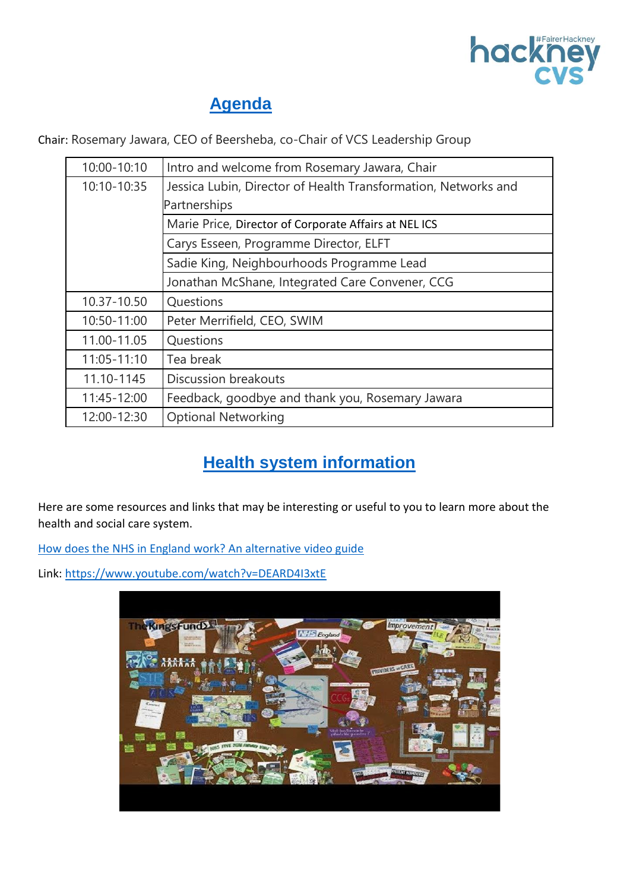## Agenda

Chair: Rosemary Jawara, CEO of Beersheba, co-Chair of VCS Leadership Group

| | |
|---|---|
| 10:00-10:10 | Intro and welcome from Rosemary Jawara, Chair |
| 10:10-10:35 | Jessica Lubin, Director of Health Transformation, Networks and Partnerships |
| | Marie Price, Director of Corporate Affairs at NEL ICS |
| | Carys Esseen, Programme Director, ELFT |
| | Sadie King, Neighbourhoods Programme Lead |
| | Jonathan McShane, Integrated Care Convener, CCG |
| 10.37-10.50 | Questions |
| 10:50-11:00 | Peter Merrifield, CEO, SWIM |
| 11.00-11.05 | Questions |
| 11:05-11:10 | Tea break |
| 11.10-1145 | Discussion breakouts |
| 11:45-12:00 | Feedback, goodbye and thank you, Rosemary Jawara |
| 12:00-12:30 | Optional Networking |

## Health system information

Here are some resources and links that may be interesting or useful to you to learn more about the health and social care system.

[How does the NHS in England work? An alternative video guide](https://www.youtube.com/watch?v=DEARD4I3xtE)

Link: https://www.youtube.com/watch?v=DEARD4I3xtE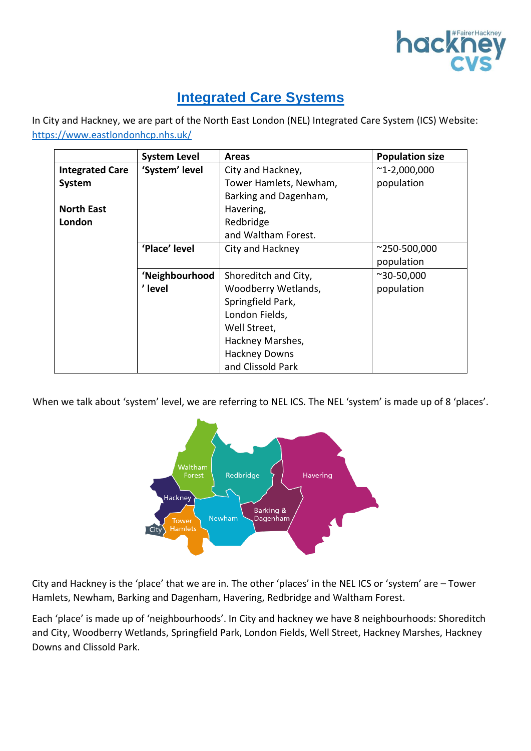# Integrated Care Systems

In City and Hackney, we are part of the North East London (NEL) Integrated Care System (ICS) Website: https://www.eastlondonhcp.nhs.uk/

| | System Level | Areas | Population size |
|---|---|---|---|
| **Integrated Care System**<br><br>**North East London** | **'System' level** | City and Hackney, Tower Hamlets, Newham, Barking and Dagenham, Havering, Redbridge and Waltham Forest. | ~1-2,000,000 population |
| | **'Place' level** | City and Hackney | ~250-500,000 population |
| | **'Neighbourhood' level** | Shoreditch and City, Woodberry Wetlands, Springfield Park, London Fields, Well Street, Hackney Marshes, Hackney Downs and Clissold Park | ~30-50,000 population |

When we talk about 'system' level, we are referring to NEL ICS. The NEL 'system' is made up of 8 'places'.

City and Hackney is the 'place' that we are in. The other 'places' in the NEL ICS or 'system' are – Tower Hamlets, Newham, Barking and Dagenham, Havering, Redbridge and Waltham Forest.

Each 'place' is made up of 'neighbourhoods'. In City and hackney we have 8 neighbourhoods: Shoreditch and City, Woodberry Wetlands, Springfield Park, London Fields, Well Street, Hackney Marshes, Hackney Downs and Clissold Park.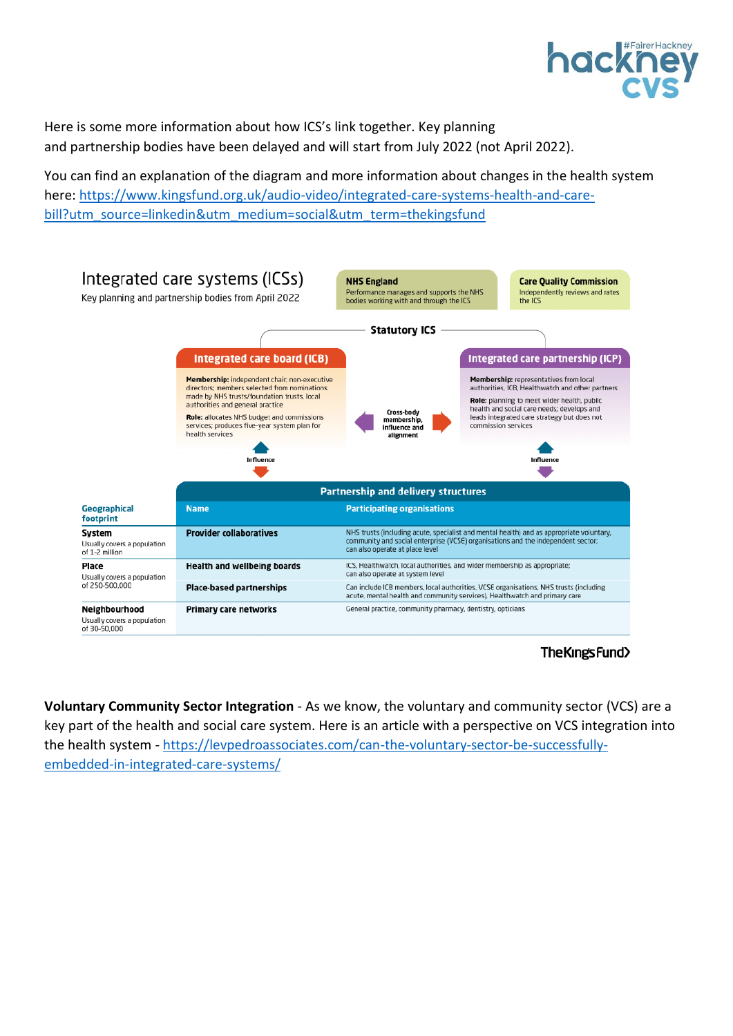Here is some more information about how ICS's link together. Key planning and partnership bodies have been delayed and will start from July 2022 (not April 2022).

You can find an explanation of the diagram and more information about changes in the health system here: [https://www.kingsfund.org.uk/audio-video/integrated-care-systems-health-and-care-bill?utm_source=linkedin&utm_medium=social&utm_term=thekingsfund](https://www.kingsfund.org.uk/audio-video/integrated-care-systems-health-and-care-bill?utm_source=linkedin&utm_medium=social&utm_term=thekingsfund)

## Integrated care systems (ICSs)

Key planning and partnership bodies from April 2022

**NHS England**
Performance manages and supports the NHS bodies working with and through the ICS

**Care Quality Commission**
Independently reviews and rates the ICS

**Statutory ICS**

**Integrated care board (ICB)**

**Membership:** independent chair; non-executive directors; members selected from nominations made by NHS trusts/foundation trusts, local authorities and general practice

**Role:** allocates NHS budget and commissions services; produces five-year system plan for health services

Cross-body membership, influence and alignment

**Integrated care partnership (ICP)**

**Membership:** representatives from local authorities, ICB, Healthwatch and other partners

**Role:** planning to meet wider health, public health and social care needs; develops and leads integrated care strategy but does not commission services

Influence

Influence

**Partnership and delivery structures**

| Geographical footprint | Name | Participating organisations |
|---|---|---|
| **System** Usually covers a population of 1-2 million | **Provider collaboratives** | NHS trusts (including acute, specialist and mental health) and as appropriate voluntary, community and social enterprise (VCSE) organisations and the independent sector; can also operate at place level |
| **Place** Usually covers a population of 250-500,000 | **Health and wellbeing boards** | ICS, Healthwatch, local authorities, and wider membership as appropriate; can also operate at system level |
| | **Place-based partnerships** | Can include ICB members, local authorities, VCSE organisations, NHS trusts (including acute, mental health and community services), Healthwatch and primary care |
| **Neighbourhood** Usually covers a population of 30-50,000 | **Primary care networks** | General practice, community pharmacy, dentistry, opticians |

The King's Fund

**Voluntary Community Sector Integration** - As we know, the voluntary and community sector (VCS) are a key part of the health and social care system. Here is an article with a perspective on VCS integration into the health system - [https://levpedroassociates.com/can-the-voluntary-sector-be-successfully-embedded-in-integrated-care-systems/](https://levpedroassociates.com/can-the-voluntary-sector-be-successfully-embedded-in-integrated-care-systems/)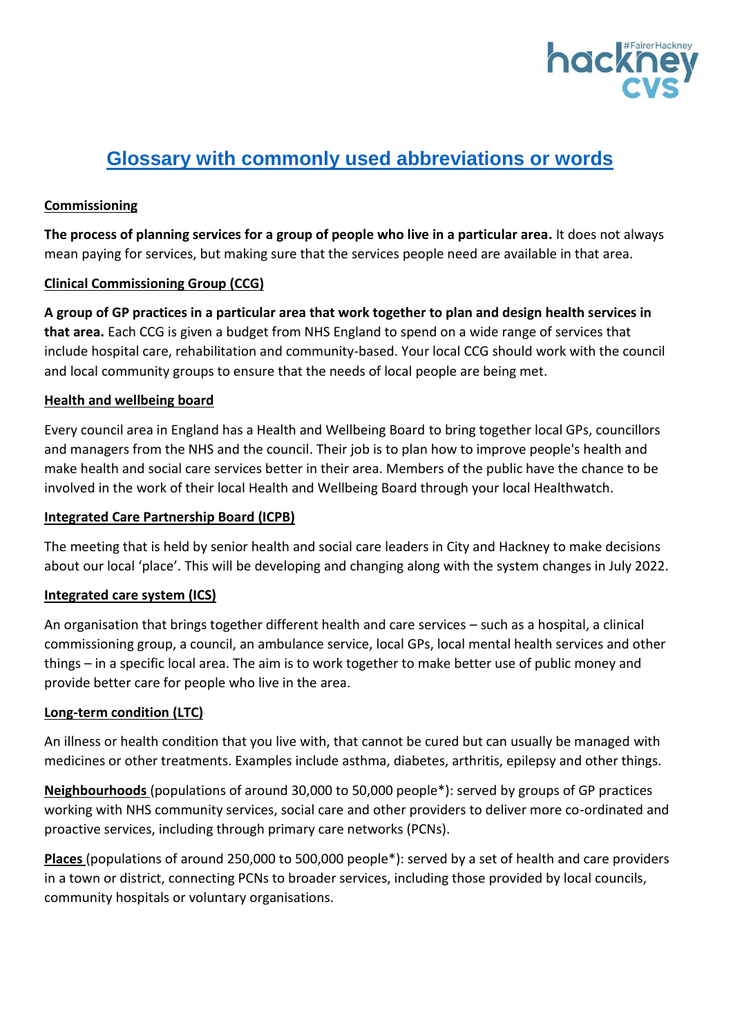# Glossary with commonly used abbreviations or words

### Commissioning

**The process of planning services for a group of people who live in a particular area.** It does not always mean paying for services, but making sure that the services people need are available in that area.

### Clinical Commissioning Group (CCG)

**A group of GP practices in a particular area that work together to plan and design health services in that area.** Each CCG is given a budget from NHS England to spend on a wide range of services that include hospital care, rehabilitation and community-based. Your local CCG should work with the council and local community groups to ensure that the needs of local people are being met.

### Health and wellbeing board

Every council area in England has a Health and Wellbeing Board to bring together local GPs, councillors and managers from the NHS and the council. Their job is to plan how to improve people's health and make health and social care services better in their area. Members of the public have the chance to be involved in the work of their local Health and Wellbeing Board through your local Healthwatch.

### Integrated Care Partnership Board (ICPB)

The meeting that is held by senior health and social care leaders in City and Hackney to make decisions about our local 'place'. This will be developing and changing along with the system changes in July 2022.

### Integrated care system (ICS)

An organisation that brings together different health and care services – such as a hospital, a clinical commissioning group, a council, an ambulance service, local GPs, local mental health services and other things – in a specific local area. The aim is to work together to make better use of public money and provide better care for people who live in the area.

### Long-term condition (LTC)

An illness or health condition that you live with, that cannot be cured but can usually be managed with medicines or other treatments. Examples include asthma, diabetes, arthritis, epilepsy and other things.

**Neighbourhoods** (populations of around 30,000 to 50,000 people*): served by groups of GP practices working with NHS community services, social care and other providers to deliver more co-ordinated and proactive services, including through primary care networks (PCNs).

**Places** (populations of around 250,000 to 500,000 people*): served by a set of health and care providers in a town or district, connecting PCNs to broader services, including those provided by local councils, community hospitals or voluntary organisations.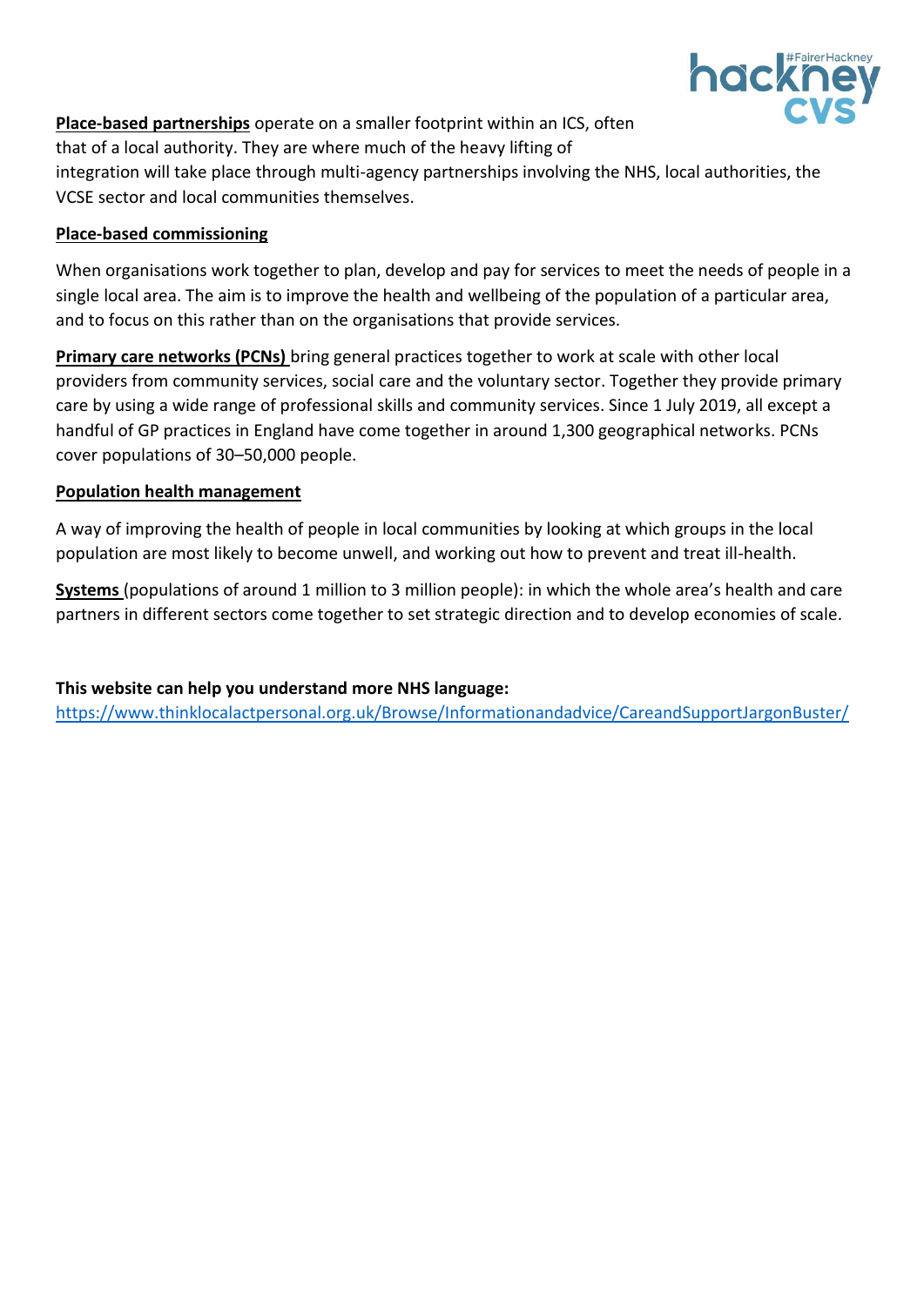**Place-based partnerships** operate on a smaller footprint within an ICS, often that of a local authority. They are where much of the heavy lifting of integration will take place through multi-agency partnerships involving the NHS, local authorities, the VCSE sector and local communities themselves.

**Place-based commissioning**

When organisations work together to plan, develop and pay for services to meet the needs of people in a single local area. The aim is to improve the health and wellbeing of the population of a particular area, and to focus on this rather than on the organisations that provide services.

**Primary care networks (PCNs)** bring general practices together to work at scale with other local providers from community services, social care and the voluntary sector. Together they provide primary care by using a wide range of professional skills and community services. Since 1 July 2019, all except a handful of GP practices in England have come together in around 1,300 geographical networks. PCNs cover populations of 30–50,000 people.

**Population health management**

A way of improving the health of people in local communities by looking at which groups in the local population are most likely to become unwell, and working out how to prevent and treat ill-health.

**Systems** (populations of around 1 million to 3 million people): in which the whole area's health and care partners in different sectors come together to set strategic direction and to develop economies of scale.

**This website can help you understand more NHS language:**
https://www.thinklocalactpersonal.org.uk/Browse/Informationandadvice/CareandSupportJargonBuster/